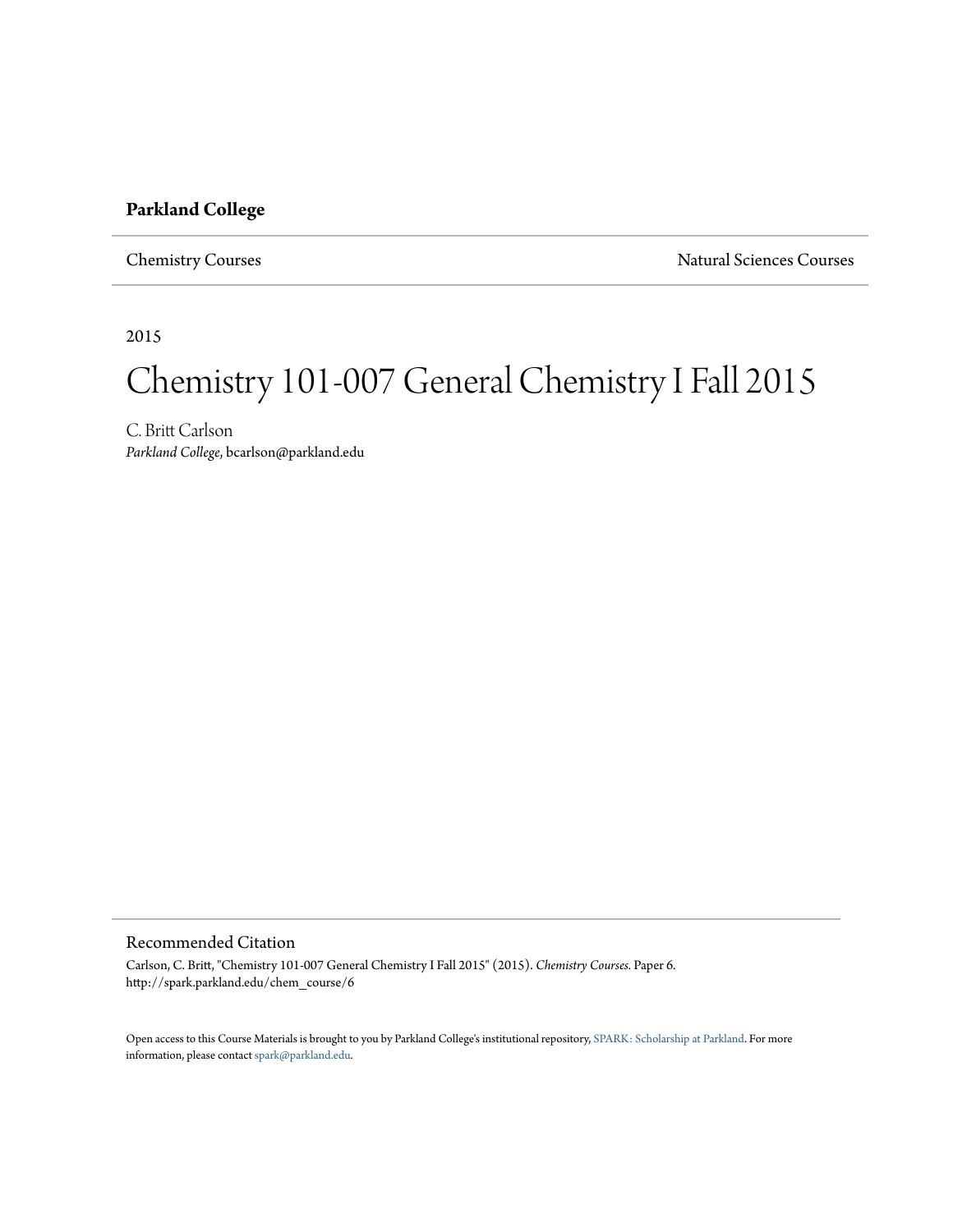**Parkland College**

Chemistry Courses | Natural Sciences Courses

2015

# Chemistry 101-007 General Chemistry I Fall 2015

C. Britt Carlson
*Parkland College*, bcarlson@parkland.edu

## Recommended Citation

Carlson, C. Britt, "Chemistry 101-007 General Chemistry I Fall 2015" (2015). *Chemistry Courses.* Paper 6.
http://spark.parkland.edu/chem_course/6

Open access to this Course Materials is brought to you by Parkland College's institutional repository, SPARK: Scholarship at Parkland. For more information, please contact spark@parkland.edu.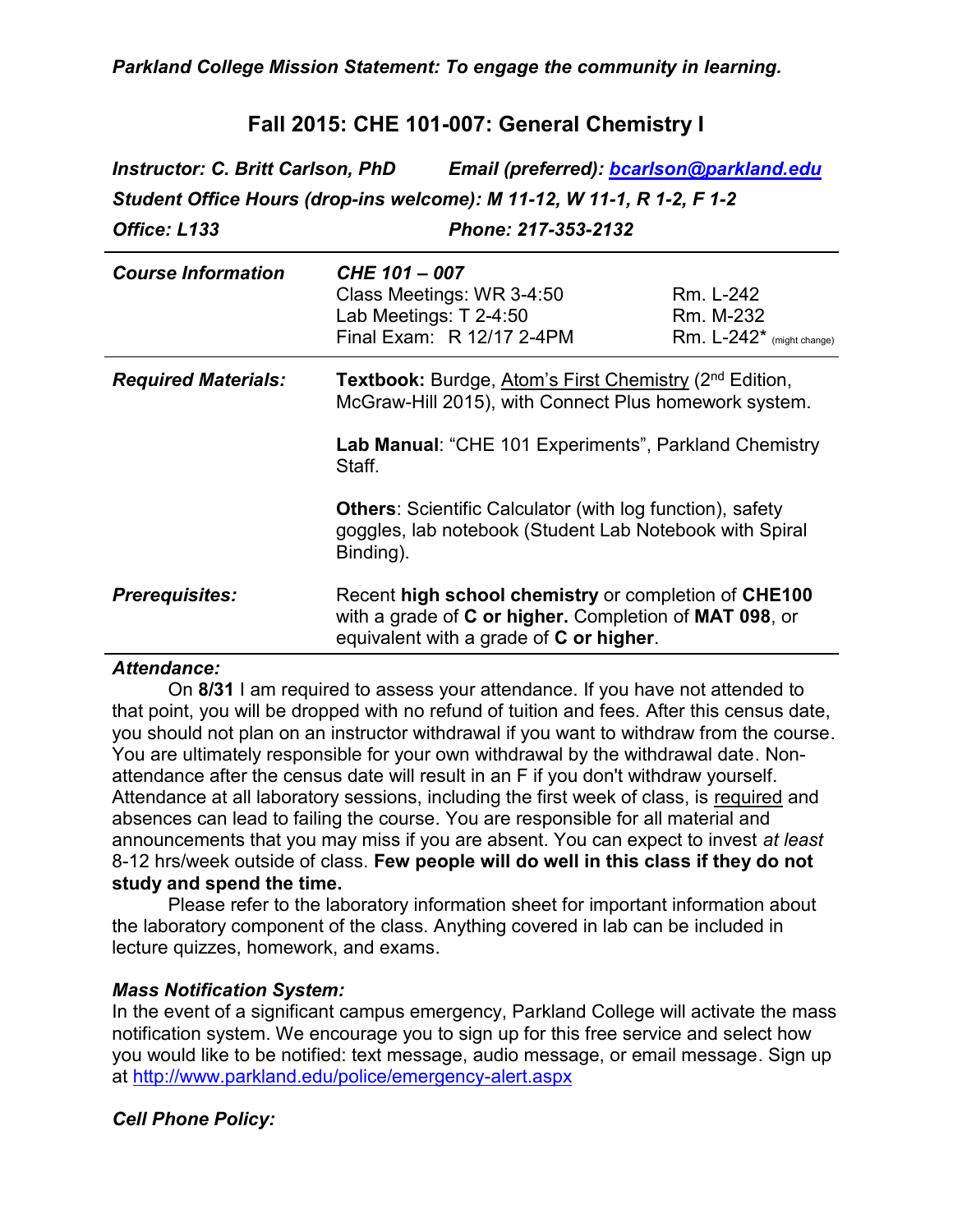*Parkland College Mission Statement: To engage the community in learning.*

## Fall 2015: CHE 101-007: General Chemistry I

***Instructor: C. Britt Carlson, PhD*** ***Email (preferred): [bcarlson@parkland.edu](mailto:bcarlson@parkland.edu)***

***Student Office Hours (drop-ins welcome): M 11-12, W 11-1, R 1-2, F 1-2***

***Office: L133*** ***Phone: 217-353-2132***

| | | |
|---|---|---|
| ***Course Information*** | ***CHE 101 – 007*** | |
| | Class Meetings: WR 3-4:50 | Rm. L-242 |
| | Lab Meetings: T 2-4:50 | Rm. M-232 |
| | Final Exam: R 12/17 2-4PM | Rm. L-242* (might change) |

***Required Materials:***

**Textbook:** Burdge, Atom's First Chemistry (2nd Edition, McGraw-Hill 2015), with Connect Plus homework system.

**Lab Manual**: "CHE 101 Experiments", Parkland Chemistry Staff.

**Others**: Scientific Calculator (with log function), safety goggles, lab notebook (Student Lab Notebook with Spiral Binding).

***Prerequisites:***

Recent **high school chemistry** or completion of **CHE100** with a grade of **C or higher.** Completion of **MAT 098**, or equivalent with a grade of **C or higher**.

### *Attendance:*

On **8/31** I am required to assess your attendance. If you have not attended to that point, you will be dropped with no refund of tuition and fees. After this census date, you should not plan on an instructor withdrawal if you want to withdraw from the course. You are ultimately responsible for your own withdrawal by the withdrawal date. Non-attendance after the census date will result in an F if you don't withdraw yourself. Attendance at all laboratory sessions, including the first week of class, is required and absences can lead to failing the course. You are responsible for all material and announcements that you may miss if you are absent. You can expect to invest *at least* 8-12 hrs/week outside of class. **Few people will do well in this class if they do not study and spend the time.**

Please refer to the laboratory information sheet for important information about the laboratory component of the class. Anything covered in lab can be included in lecture quizzes, homework, and exams.

### *Mass Notification System:*

In the event of a significant campus emergency, Parkland College will activate the mass notification system. We encourage you to sign up for this free service and select how you would like to be notified: text message, audio message, or email message. Sign up at http://www.parkland.edu/police/emergency-alert.aspx

### *Cell Phone Policy:*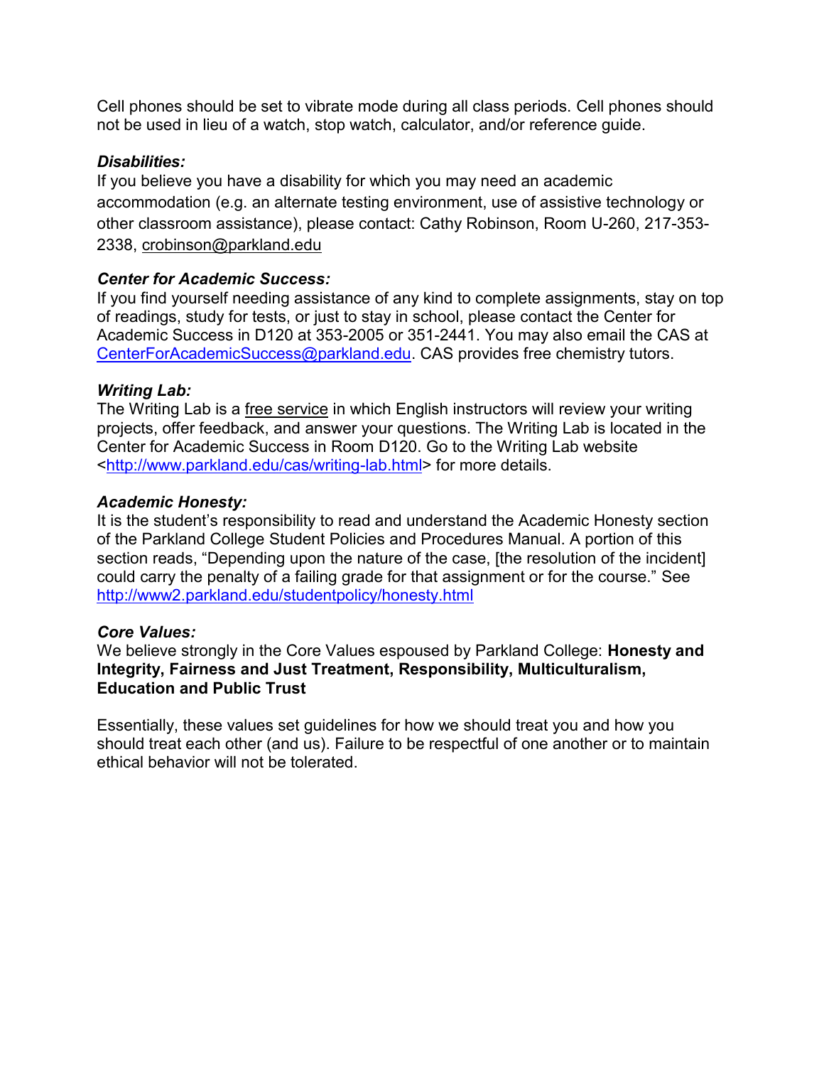Cell phones should be set to vibrate mode during all class periods. Cell phones should not be used in lieu of a watch, stop watch, calculator, and/or reference guide.

***Disabilities:***
If you believe you have a disability for which you may need an academic accommodation (e.g. an alternate testing environment, use of assistive technology or other classroom assistance), please contact: Cathy Robinson, Room U-260, 217-353-2338, crobinson@parkland.edu

***Center for Academic Success:***
If you find yourself needing assistance of any kind to complete assignments, stay on top of readings, study for tests, or just to stay in school, please contact the Center for Academic Success in D120 at 353-2005 or 351-2441. You may also email the CAS at CenterForAcademicSuccess@parkland.edu. CAS provides free chemistry tutors.

***Writing Lab:***
The Writing Lab is a free service in which English instructors will review your writing projects, offer feedback, and answer your questions. The Writing Lab is located in the Center for Academic Success in Room D120. Go to the Writing Lab website <http://www.parkland.edu/cas/writing-lab.html> for more details.

***Academic Honesty:***
It is the student's responsibility to read and understand the Academic Honesty section of the Parkland College Student Policies and Procedures Manual. A portion of this section reads, "Depending upon the nature of the case, [the resolution of the incident] could carry the penalty of a failing grade for that assignment or for the course." See http://www2.parkland.edu/studentpolicy/honesty.html

***Core Values:***
We believe strongly in the Core Values espoused by Parkland College: **Honesty and Integrity, Fairness and Just Treatment, Responsibility, Multiculturalism, Education and Public Trust**

Essentially, these values set guidelines for how we should treat you and how you should treat each other (and us). Failure to be respectful of one another or to maintain ethical behavior will not be tolerated.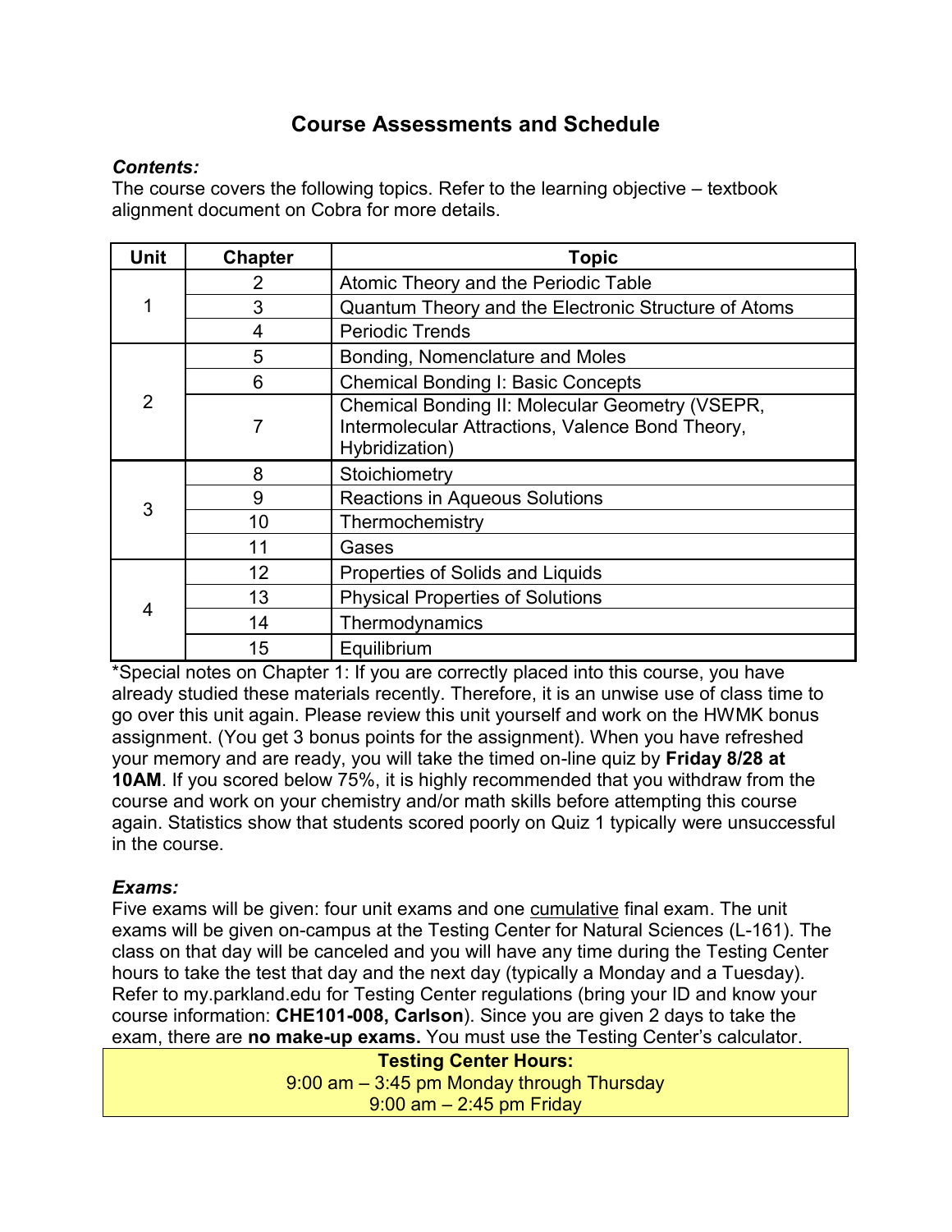## Course Assessments and Schedule

***Contents:***
The course covers the following topics. Refer to the learning objective – textbook alignment document on Cobra for more details.

| Unit | Chapter | Topic |
|---|---|---|
| 1 | 2 | Atomic Theory and the Periodic Table |
| | 3 | Quantum Theory and the Electronic Structure of Atoms |
| | 4 | Periodic Trends |
| 2 | 5 | Bonding, Nomenclature and Moles |
| | 6 | Chemical Bonding I: Basic Concepts |
| | 7 | Chemical Bonding II: Molecular Geometry (VSEPR, Intermolecular Attractions, Valence Bond Theory, Hybridization) |
| 3 | 8 | Stoichiometry |
| | 9 | Reactions in Aqueous Solutions |
| | 10 | Thermochemistry |
| | 11 | Gases |
| 4 | 12 | Properties of Solids and Liquids |
| | 13 | Physical Properties of Solutions |
| | 14 | Thermodynamics |
| | 15 | Equilibrium |

*Special notes on Chapter 1: If you are correctly placed into this course, you have already studied these materials recently. Therefore, it is an unwise use of class time to go over this unit again. Please review this unit yourself and work on the HWMK bonus assignment. (You get 3 bonus points for the assignment). When you have refreshed your memory and are ready, you will take the timed on-line quiz by **Friday 8/28 at 10AM**. If you scored below 75%, it is highly recommended that you withdraw from the course and work on your chemistry and/or math skills before attempting this course again. Statistics show that students scored poorly on Quiz 1 typically were unsuccessful in the course.

***Exams:***
Five exams will be given: four unit exams and one cumulative final exam. The unit exams will be given on-campus at the Testing Center for Natural Sciences (L-161). The class on that day will be canceled and you will have any time during the Testing Center hours to take the test that day and the next day (typically a Monday and a Tuesday). Refer to my.parkland.edu for Testing Center regulations (bring your ID and know your course information: **CHE101-008, Carlson**). Since you are given 2 days to take the exam, there are **no make-up exams.** You must use the Testing Center's calculator.

**Testing Center Hours:**
9:00 am – 3:45 pm Monday through Thursday
9:00 am – 2:45 pm Friday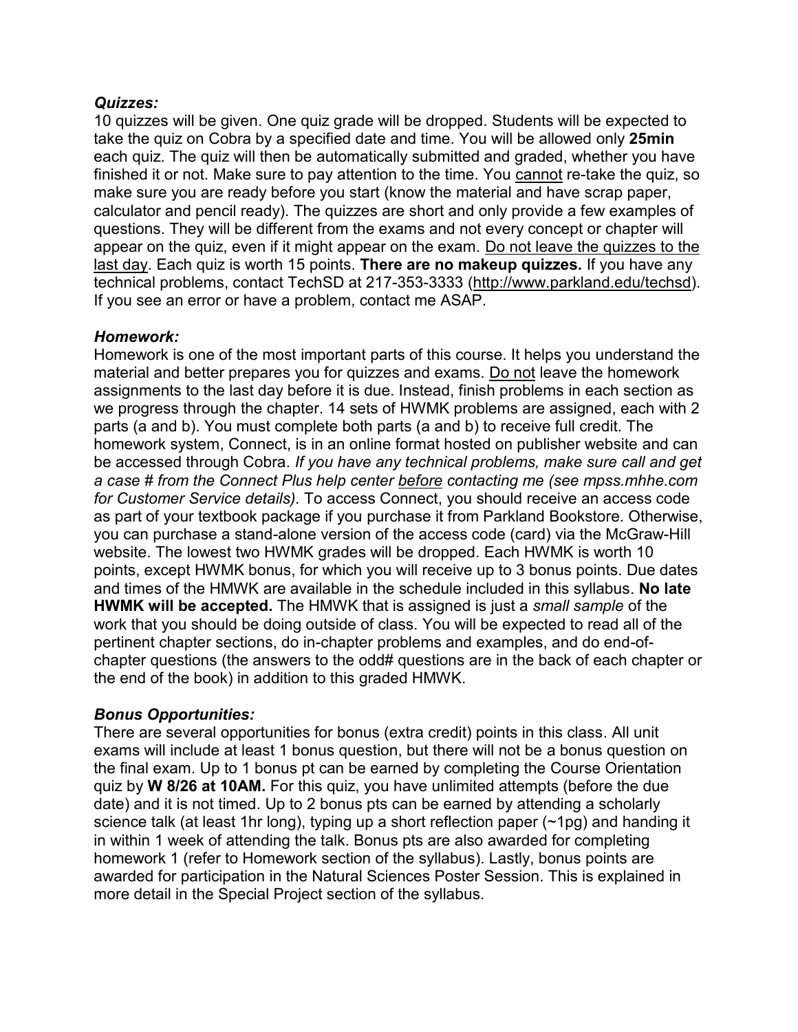***Quizzes:***

10 quizzes will be given. One quiz grade will be dropped. Students will be expected to take the quiz on Cobra by a specified date and time. You will be allowed only **25min** each quiz. The quiz will then be automatically submitted and graded, whether you have finished it or not. Make sure to pay attention to the time. You cannot re-take the quiz, so make sure you are ready before you start (know the material and have scrap paper, calculator and pencil ready). The quizzes are short and only provide a few examples of questions. They will be different from the exams and not every concept or chapter will appear on the quiz, even if it might appear on the exam. Do not leave the quizzes to the last day. Each quiz is worth 15 points. **There are no makeup quizzes.** If you have any technical problems, contact TechSD at 217-353-3333 (http://www.parkland.edu/techsd). If you see an error or have a problem, contact me ASAP.

***Homework:***

Homework is one of the most important parts of this course. It helps you understand the material and better prepares you for quizzes and exams. Do not leave the homework assignments to the last day before it is due. Instead, finish problems in each section as we progress through the chapter. 14 sets of HWMK problems are assigned, each with 2 parts (a and b). You must complete both parts (a and b) to receive full credit. The homework system, Connect, is in an online format hosted on publisher website and can be accessed through Cobra. *If you have any technical problems, make sure call and get a case # from the Connect Plus help center before contacting me (see mpss.mhhe.com for Customer Service details).* To access Connect, you should receive an access code as part of your textbook package if you purchase it from Parkland Bookstore. Otherwise, you can purchase a stand-alone version of the access code (card) via the McGraw-Hill website. The lowest two HWMK grades will be dropped. Each HWMK is worth 10 points, except HWMK bonus, for which you will receive up to 3 bonus points. Due dates and times of the HMWK are available in the schedule included in this syllabus. **No late HWMK will be accepted.** The HMWK that is assigned is just a *small sample* of the work that you should be doing outside of class. You will be expected to read all of the pertinent chapter sections, do in-chapter problems and examples, and do end-of-chapter questions (the answers to the odd# questions are in the back of each chapter or the end of the book) in addition to this graded HMWK.

***Bonus Opportunities:***

There are several opportunities for bonus (extra credit) points in this class. All unit exams will include at least 1 bonus question, but there will not be a bonus question on the final exam. Up to 1 bonus pt can be earned by completing the Course Orientation quiz by **W 8/26 at 10AM.** For this quiz, you have unlimited attempts (before the due date) and it is not timed. Up to 2 bonus pts can be earned by attending a scholarly science talk (at least 1hr long), typing up a short reflection paper (~1pg) and handing it in within 1 week of attending the talk. Bonus pts are also awarded for completing homework 1 (refer to Homework section of the syllabus). Lastly, bonus points are awarded for participation in the Natural Sciences Poster Session. This is explained in more detail in the Special Project section of the syllabus.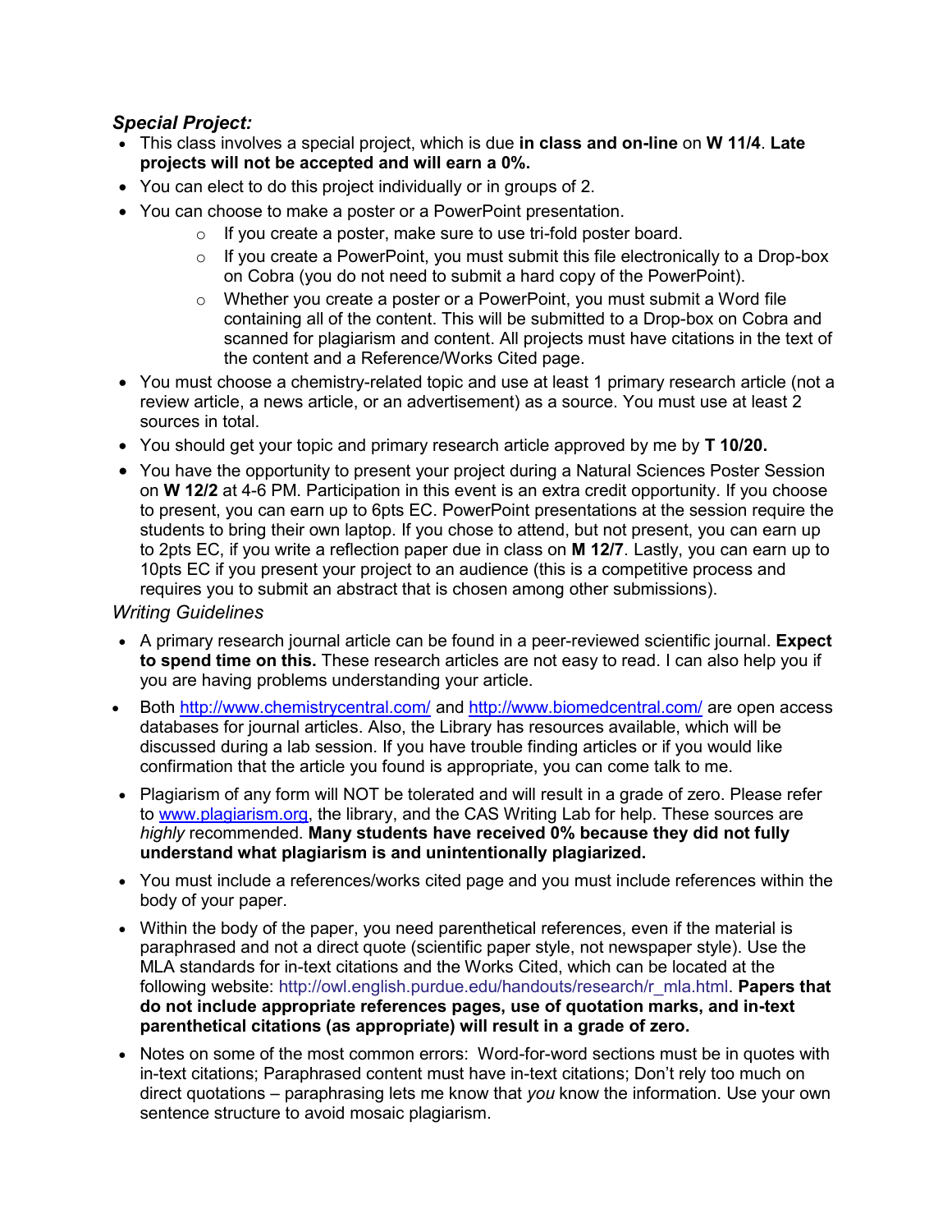### ***Special Project:***

- This class involves a special project, which is due **in class and on-line** on **W 11/4**. **Late projects will not be accepted and will earn a 0%.**
- You can elect to do this project individually or in groups of 2.
- You can choose to make a poster or a PowerPoint presentation.
    - If you create a poster, make sure to use tri-fold poster board.
    - If you create a PowerPoint, you must submit this file electronically to a Drop-box on Cobra (you do not need to submit a hard copy of the PowerPoint).
    - Whether you create a poster or a PowerPoint, you must submit a Word file containing all of the content. This will be submitted to a Drop-box on Cobra and scanned for plagiarism and content. All projects must have citations in the text of the content and a Reference/Works Cited page.
- You must choose a chemistry-related topic and use at least 1 primary research article (not a review article, a news article, or an advertisement) as a source. You must use at least 2 sources in total.
- You should get your topic and primary research article approved by me by **T 10/20.**
- You have the opportunity to present your project during a Natural Sciences Poster Session on **W 12/2** at 4-6 PM. Participation in this event is an extra credit opportunity. If you choose to present, you can earn up to 6pts EC. PowerPoint presentations at the session require the students to bring their own laptop. If you chose to attend, but not present, you can earn up to 2pts EC, if you write a reflection paper due in class on **M 12/7**. Lastly, you can earn up to 10pts EC if you present your project to an audience (this is a competitive process and requires you to submit an abstract that is chosen among other submissions).

*Writing Guidelines*

- A primary research journal article can be found in a peer-reviewed scientific journal. **Expect to spend time on this.** These research articles are not easy to read. I can also help you if you are having problems understanding your article.
- Both http://www.chemistrycentral.com/ and http://www.biomedcentral.com/ are open access databases for journal articles. Also, the Library has resources available, which will be discussed during a lab session. If you have trouble finding articles or if you would like confirmation that the article you found is appropriate, you can come talk to me.
- Plagiarism of any form will NOT be tolerated and will result in a grade of zero. Please refer to www.plagiarism.org, the library, and the CAS Writing Lab for help. These sources are *highly* recommended. **Many students have received 0% because they did not fully understand what plagiarism is and unintentionally plagiarized.**
- You must include a references/works cited page and you must include references within the body of your paper.
- Within the body of the paper, you need parenthetical references, even if the material is paraphrased and not a direct quote (scientific paper style, not newspaper style). Use the MLA standards for in-text citations and the Works Cited, which can be located at the following website: http://owl.english.purdue.edu/handouts/research/r_mla.html. **Papers that do not include appropriate references pages, use of quotation marks, and in-text parenthetical citations (as appropriate) will result in a grade of zero.**
- Notes on some of the most common errors: Word-for-word sections must be in quotes with in-text citations; Paraphrased content must have in-text citations; Don't rely too much on direct quotations – paraphrasing lets me know that *you* know the information. Use your own sentence structure to avoid mosaic plagiarism.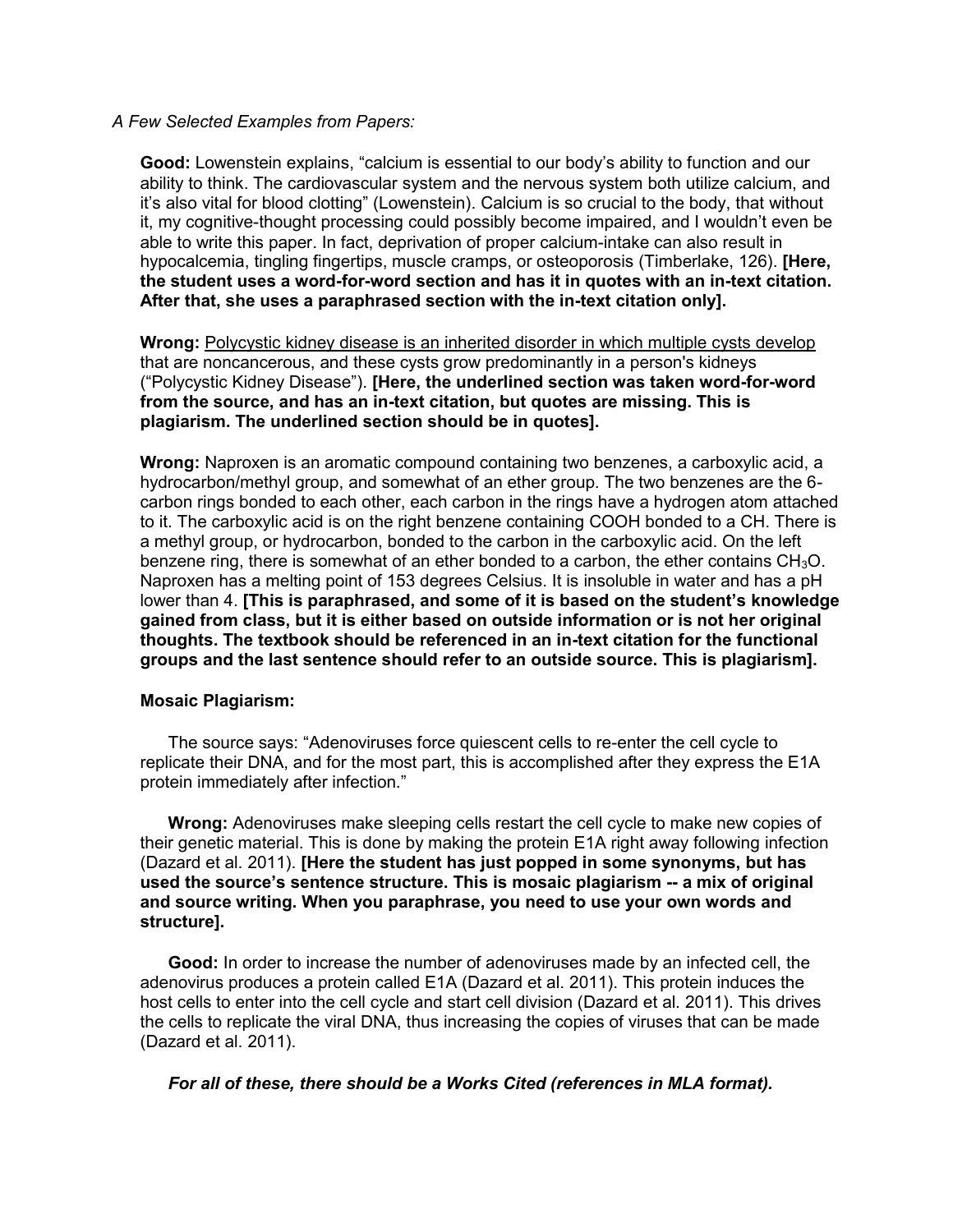*A Few Selected Examples from Papers:*

**Good:** Lowenstein explains, "calcium is essential to our body's ability to function and our ability to think. The cardiovascular system and the nervous system both utilize calcium, and it's also vital for blood clotting" (Lowenstein). Calcium is so crucial to the body, that without it, my cognitive-thought processing could possibly become impaired, and I wouldn't even be able to write this paper. In fact, deprivation of proper calcium-intake can also result in hypocalcemia, tingling fingertips, muscle cramps, or osteoporosis (Timberlake, 126). **[Here, the student uses a word-for-word section and has it in quotes with an in-text citation. After that, she uses a paraphrased section with the in-text citation only].**

**Wrong:** <u>Polycystic kidney disease is an inherited disorder in which multiple cysts develop</u> that are noncancerous, and these cysts grow predominantly in a person's kidneys ("Polycystic Kidney Disease"). **[Here, the underlined section was taken word-for-word from the source, and has an in-text citation, but quotes are missing. This is plagiarism. The underlined section should be in quotes].**

**Wrong:** Naproxen is an aromatic compound containing two benzenes, a carboxylic acid, a hydrocarbon/methyl group, and somewhat of an ether group. The two benzenes are the 6-carbon rings bonded to each other, each carbon in the rings have a hydrogen atom attached to it. The carboxylic acid is on the right benzene containing COOH bonded to a CH. There is a methyl group, or hydrocarbon, bonded to the carbon in the carboxylic acid. On the left benzene ring, there is somewhat of an ether bonded to a carbon, the ether contains $CH_3O$. Naproxen has a melting point of 153 degrees Celsius. It is insoluble in water and has a pH lower than 4. **[This is paraphrased, and some of it is based on the student's knowledge gained from class, but it is either based on outside information or is not her original thoughts. The textbook should be referenced in an in-text citation for the functional groups and the last sentence should refer to an outside source. This is plagiarism].**

**Mosaic Plagiarism:**

The source says: "Adenoviruses force quiescent cells to re-enter the cell cycle to replicate their DNA, and for the most part, this is accomplished after they express the E1A protein immediately after infection."

**Wrong:** Adenoviruses make sleeping cells restart the cell cycle to make new copies of their genetic material. This is done by making the protein E1A right away following infection (Dazard et al. 2011). **[Here the student has just popped in some synonyms, but has used the source's sentence structure. This is mosaic plagiarism -- a mix of original and source writing. When you paraphrase, you need to use your own words and structure].**

**Good:** In order to increase the number of adenoviruses made by an infected cell, the adenovirus produces a protein called E1A (Dazard et al. 2011). This protein induces the host cells to enter into the cell cycle and start cell division (Dazard et al. 2011). This drives the cells to replicate the viral DNA, thus increasing the copies of viruses that can be made (Dazard et al. 2011).

***For all of these, there should be a Works Cited (references in MLA format).***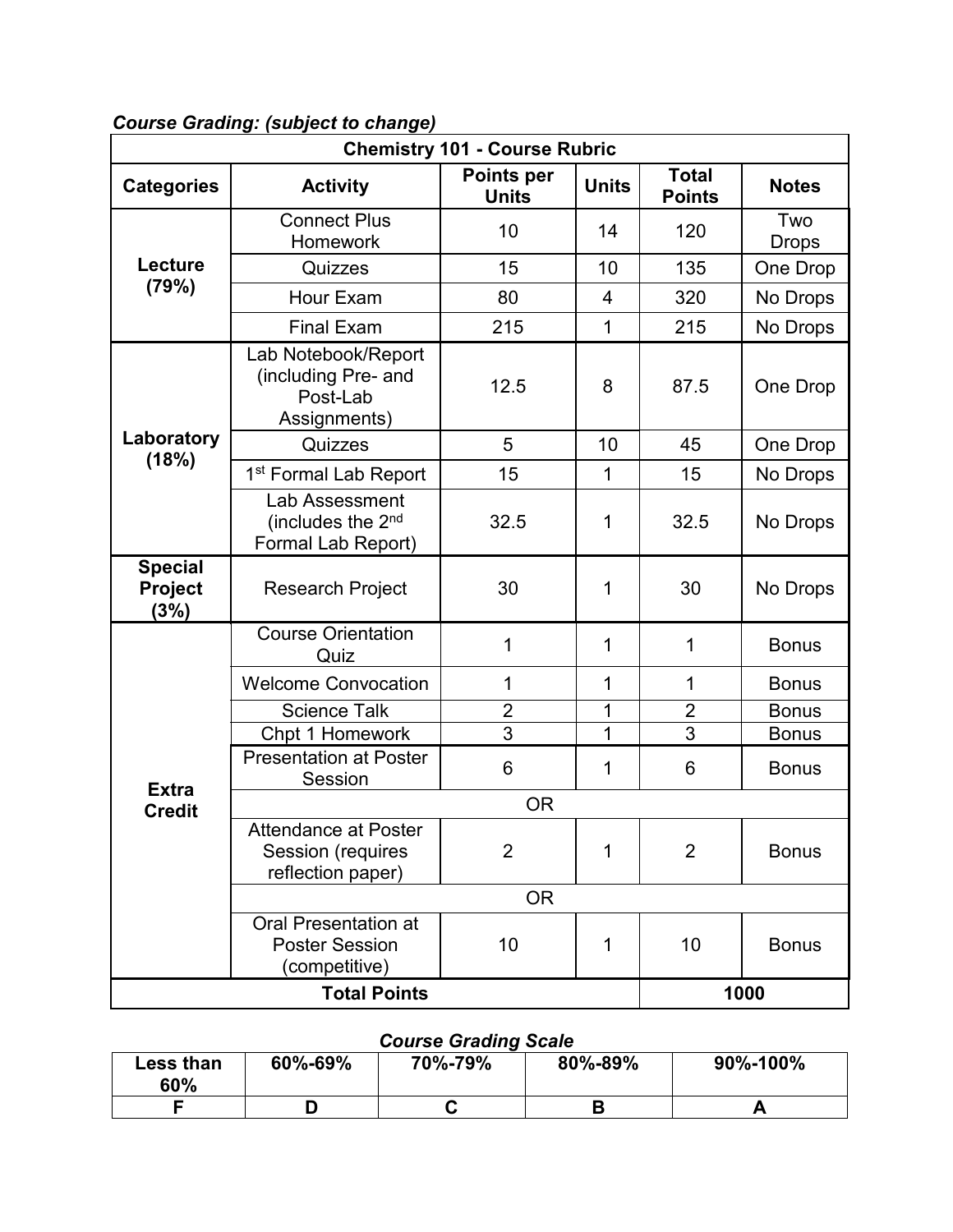***Course Grading: (subject to change)***

| Chemistry 101 - Course Rubric | | | | | |
|---|---|---|---|---|---|
| **Categories** | **Activity** | **Points per Units** | **Units** | **Total Points** | **Notes** |
| **Lecture (79%)** | Connect Plus Homework | 10 | 14 | 120 | Two Drops |
| | Quizzes | 15 | 10 | 135 | One Drop |
| | Hour Exam | 80 | 4 | 320 | No Drops |
| | Final Exam | 215 | 1 | 215 | No Drops |
| **Laboratory (18%)** | Lab Notebook/Report (including Pre- and Post-Lab Assignments) | 12.5 | 8 | 87.5 | One Drop |
| | Quizzes | 5 | 10 | 45 | One Drop |
| | 1st Formal Lab Report | 15 | 1 | 15 | No Drops |
| | Lab Assessment (includes the 2nd Formal Lab Report) | 32.5 | 1 | 32.5 | No Drops |
| **Special Project (3%)** | Research Project | 30 | 1 | 30 | No Drops |
| **Extra Credit** | Course Orientation Quiz | 1 | 1 | 1 | Bonus |
| | Welcome Convocation | 1 | 1 | 1 | Bonus |
| | Science Talk | 2 | 1 | 2 | Bonus |
| | Chpt 1 Homework | 3 | 1 | 3 | Bonus |
| | Presentation at Poster Session | 6 | 1 | 6 | Bonus |
| | OR | | | | |
| | Attendance at Poster Session (requires reflection paper) | 2 | 1 | 2 | Bonus |
| | OR | | | | |
| | Oral Presentation at Poster Session (competitive) | 10 | 1 | 10 | Bonus |
| **Total Points** | | | | **1000** | |

***Course Grading Scale***

| Less than 60% | 60%-69% | 70%-79% | 80%-89% | 90%-100% |
|---|---|---|---|---|
| **F** | **D** | **C** | **B** | **A** |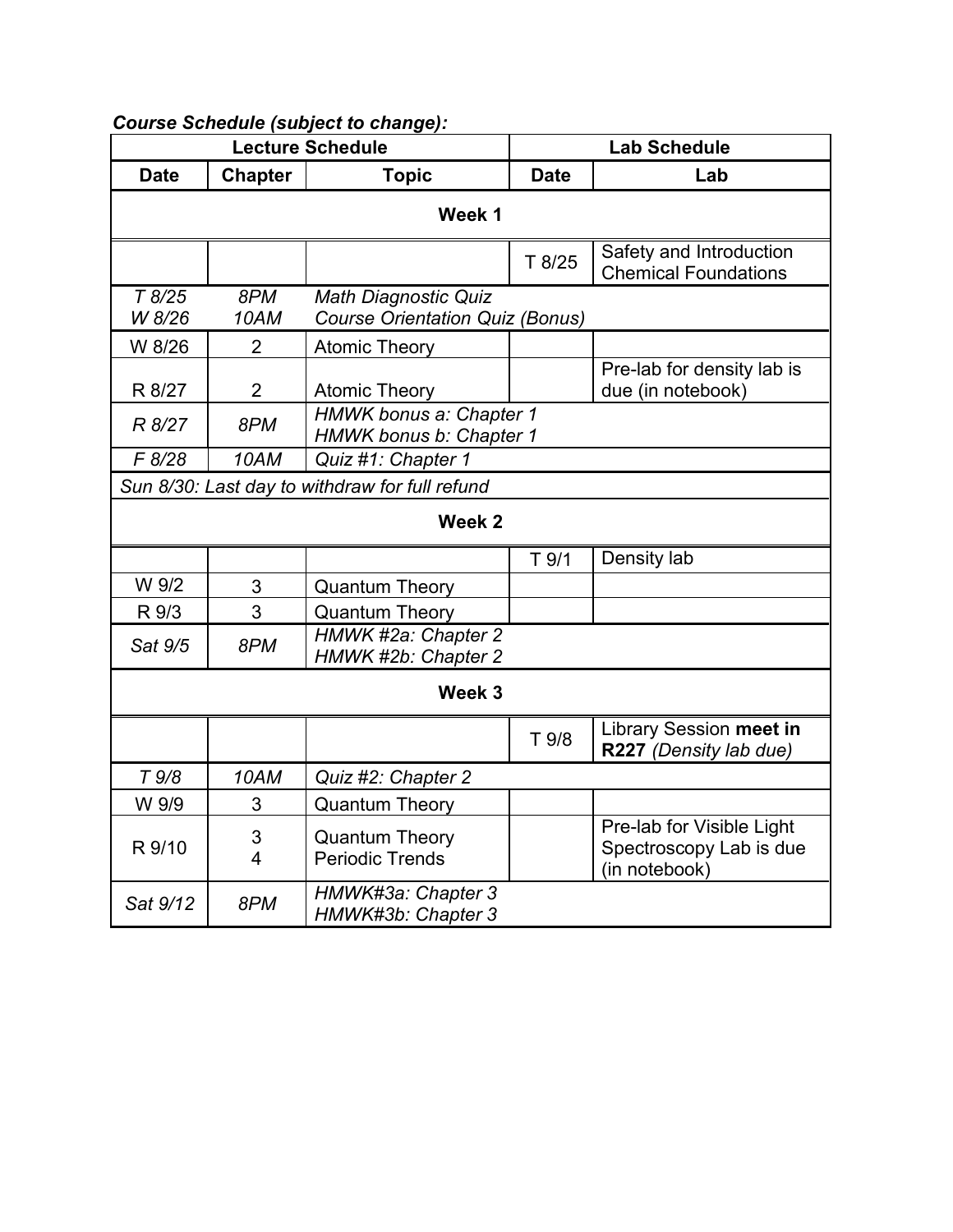*Course Schedule (subject to change):*

| Lecture Schedule | | | Lab Schedule | |
|---|---|---|---|---|
| **Date** | **Chapter** | **Topic** | **Date** | **Lab** |
| **Week 1** | | | | |
| | | | T 8/25 | Safety and Introduction Chemical Foundations |
| *T 8/25* *W 8/26* | *8PM* *10AM* | *Math Diagnostic Quiz* *Course Orientation Quiz (Bonus)* | | |
| W 8/26 | 2 | Atomic Theory | | |
| R 8/27 | 2 | Atomic Theory | | Pre-lab for density lab is due (in notebook) |
| *R 8/27* | *8PM* | *HMWK bonus a: Chapter 1* *HMWK bonus b: Chapter 1* | | |
| *F 8/28* | *10AM* | *Quiz #1: Chapter 1* | | |
| *Sun 8/30: Last day to withdraw for full refund* | | | | |
| **Week 2** | | | | |
| | | | T 9/1 | Density lab |
| W 9/2 | 3 | Quantum Theory | | |
| R 9/3 | 3 | Quantum Theory | | |
| *Sat 9/5* | *8PM* | *HMWK #2a: Chapter 2* *HMWK #2b: Chapter 2* | | |
| **Week 3** | | | | |
| | | | T 9/8 | Library Session **meet in R227** *(Density lab due)* |
| *T 9/8* | *10AM* | *Quiz #2: Chapter 2* | | |
| W 9/9 | 3 | Quantum Theory | | |
| R 9/10 | 3 4 | Quantum Theory Periodic Trends | | Pre-lab for Visible Light Spectroscopy Lab is due (in notebook) |
| *Sat 9/12* | *8PM* | *HMWK#3a: Chapter 3* *HMWK#3b: Chapter 3* | | |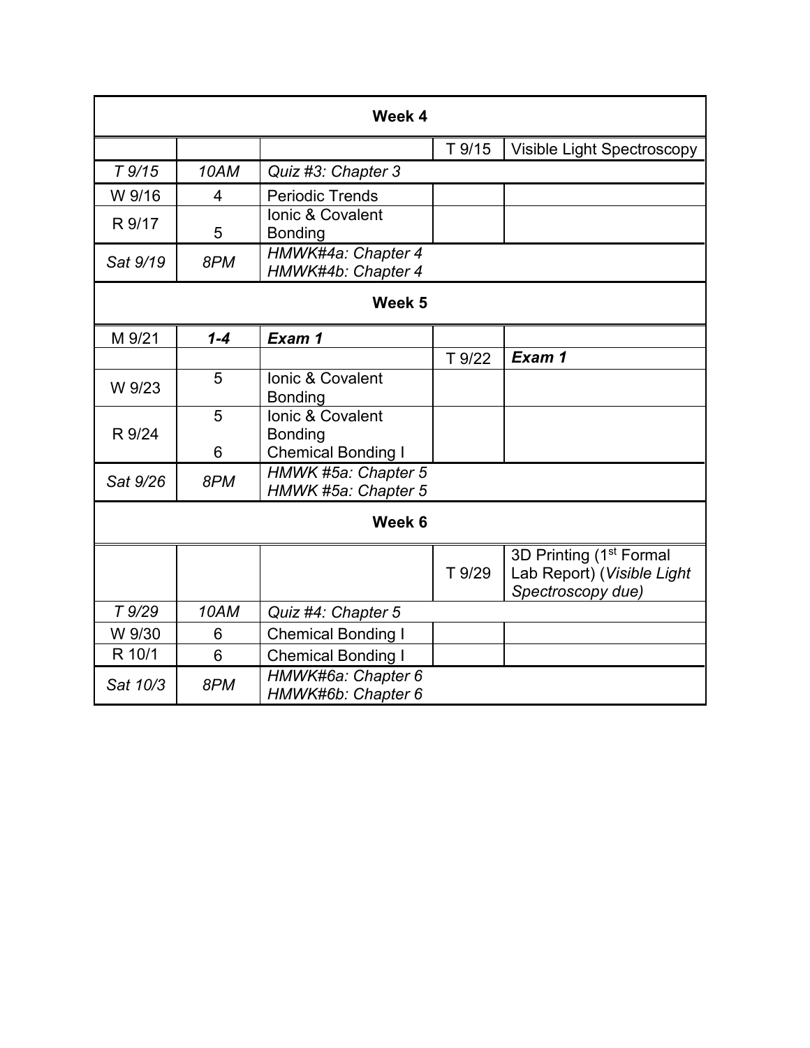| **Week 4** | | | | |
|---|---|---|---|---|
| | | | T 9/15 | Visible Light Spectroscopy |
| *T 9/15* | *10AM* | *Quiz #3: Chapter 3* | | |
| W 9/16 | 4 | Periodic Trends | | |
| R 9/17 | 5 | Ionic & Covalent Bonding | | |
| *Sat 9/19* | *8PM* | *HMWK#4a: Chapter 4*<br>*HMWK#4b: Chapter 4* | | |
| **Week 5** | | | | |
| M 9/21 | ***1-4*** | ***Exam 1*** | | |
| | | | T 9/22 | ***Exam 1*** |
| W 9/23 | 5 | Ionic & Covalent Bonding | | |
| R 9/24 | 5<br>6 | Ionic & Covalent Bonding<br>Chemical Bonding I | | |
| *Sat 9/26* | *8PM* | *HMWK #5a: Chapter 5*<br>*HMWK #5a: Chapter 5* | | |
| **Week 6** | | | | |
| | | | T 9/29 | 3D Printing (1st Formal Lab Report) (*Visible Light Spectroscopy due)* |
| *T 9/29* | *10AM* | *Quiz #4: Chapter 5* | | |
| W 9/30 | 6 | Chemical Bonding I | | |
| R 10/1 | 6 | Chemical Bonding I | | |
| *Sat 10/3* | *8PM* | *HMWK#6a: Chapter 6*<br>*HMWK#6b: Chapter 6* | | |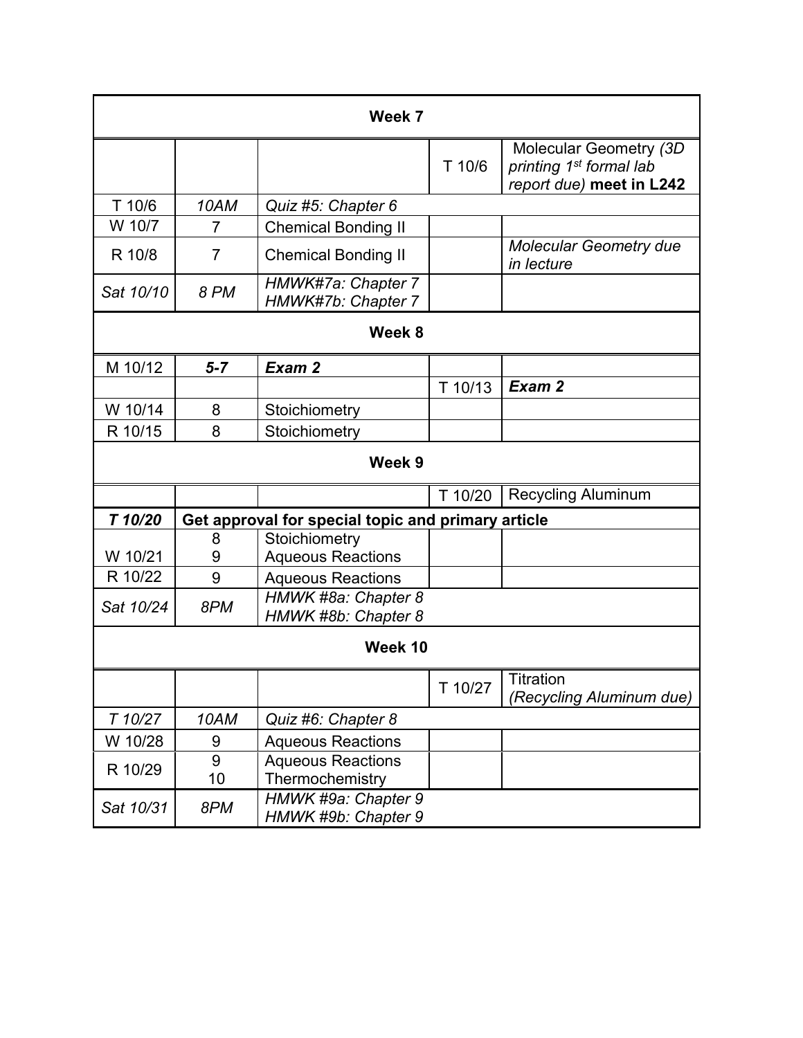| Week 7 | | | | |
|---|---|---|---|---|
| | | | T 10/6 | Molecular Geometry *(3D printing 1st formal lab report due)* **meet in L242** |
| T 10/6 | *10AM* | *Quiz #5: Chapter 6* | | |
| W 10/7 | 7 | Chemical Bonding II | | |
| R 10/8 | 7 | Chemical Bonding II | | *Molecular Geometry due in lecture* |
| *Sat 10/10* | *8 PM* | *HMWK#7a: Chapter 7*<br>*HMWK#7b: Chapter 7* | | |
| **Week 8** | | | | |
| M 10/12 | ***5-7*** | ***Exam 2*** | | |
| | | | T 10/13 | ***Exam 2*** |
| W 10/14 | 8 | Stoichiometry | | |
| R 10/15 | 8 | Stoichiometry | | |
| **Week 9** | | | | |
| | | | T 10/20 | Recycling Aluminum |
| ***T 10/20*** | **Get approval for special topic and primary article** | | | |
| W 10/21 | 8<br>9 | Stoichiometry<br>Aqueous Reactions | | |
| R 10/22 | 9 | Aqueous Reactions | | |
| *Sat 10/24* | *8PM* | *HMWK #8a: Chapter 8*<br>*HMWK #8b: Chapter 8* | | |
| **Week 10** | | | | |
| | | | T 10/27 | Titration<br>*(Recycling Aluminum due)* |
| *T 10/27* | *10AM* | *Quiz #6: Chapter 8* | | |
| W 10/28 | 9 | Aqueous Reactions | | |
| R 10/29 | 9<br>10 | Aqueous Reactions<br>Thermochemistry | | |
| *Sat 10/31* | *8PM* | *HMWK #9a: Chapter 9*<br>*HMWK #9b: Chapter 9* | | |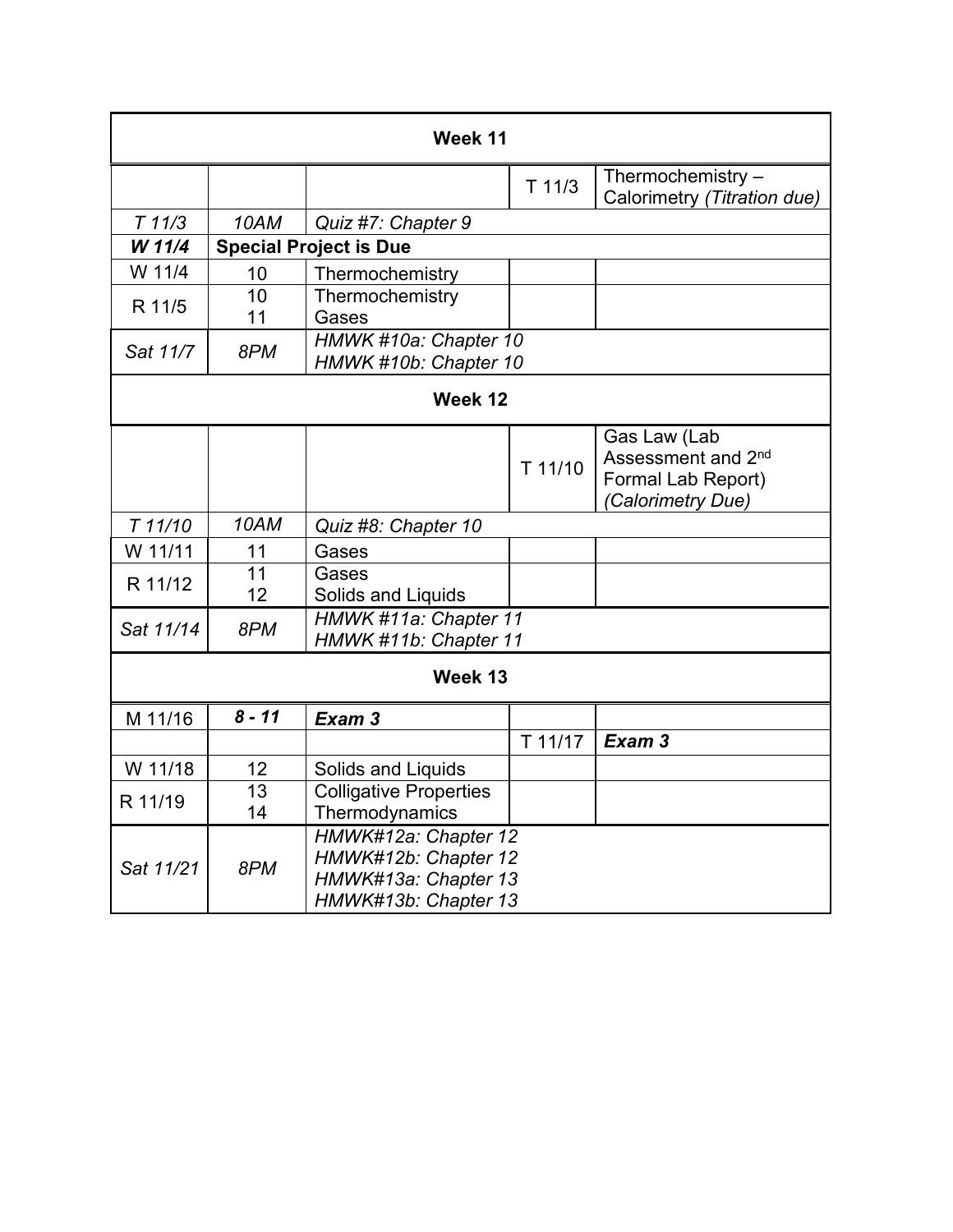| Week 11 | | | | |
|---|---|---|---|---|
| | | | T 11/3 | Thermochemistry – Calorimetry *(Titration due)* |
| *T 11/3* | *10AM* | *Quiz #7: Chapter 9* | | |
| ***W 11/4*** | **Special Project is Due** | | | |
| W 11/4 | 10 | Thermochemistry | | |
| R 11/5 | 10<br>11 | Thermochemistry<br>Gases | | |
| *Sat 11/7* | *8PM* | *HMWK #10a: Chapter 10*<br>*HMWK #10b: Chapter 10* | | |
| **Week 12** | | | | |
| | | | T 11/10 | Gas Law (Lab Assessment and 2nd Formal Lab Report) *(Calorimetry Due)* |
| *T 11/10* | *10AM* | *Quiz #8: Chapter 10* | | |
| W 11/11 | 11 | Gases | | |
| R 11/12 | 11<br>12 | Gases<br>Solids and Liquids | | |
| *Sat 11/14* | *8PM* | *HMWK #11a: Chapter 11*<br>*HMWK #11b: Chapter 11* | | |
| **Week 13** | | | | |
| M 11/16 | ***8 - 11*** | ***Exam 3*** | | |
| | | | T 11/17 | ***Exam 3*** |
| W 11/18 | 12 | Solids and Liquids | | |
| R 11/19 | 13<br>14 | Colligative Properties<br>Thermodynamics | | |
| *Sat 11/21* | *8PM* | *HMWK#12a: Chapter 12*<br>*HMWK#12b: Chapter 12*<br>*HMWK#13a: Chapter 13*<br>*HMWK#13b: Chapter 13* | | |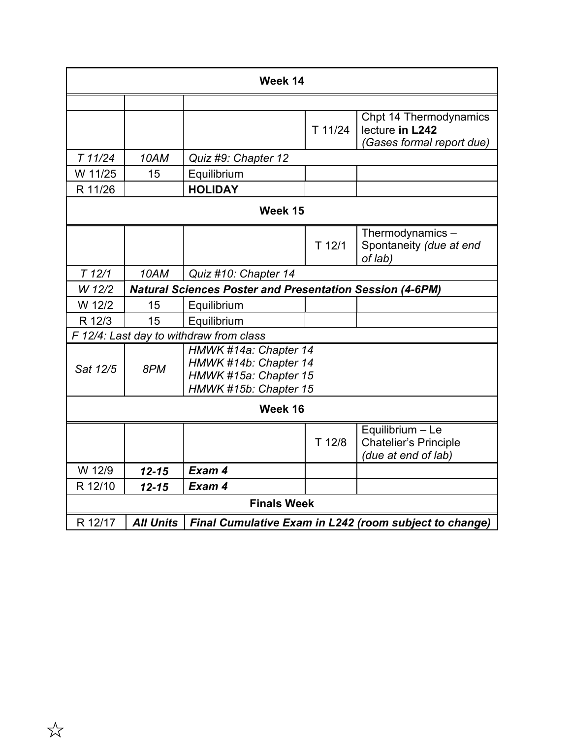| | | | | |
|---|---|---|---|---|
| **Week 14** | | | | |
| | | | | |
| | | | T 11/24 | Chpt 14 Thermodynamics lecture **in L242** *(Gases formal report due)* |
| *T 11/24* | *10AM* | *Quiz #9: Chapter 12* | | |
| W 11/25 | 15 | Equilibrium | | |
| R 11/26 | | **HOLIDAY** | | |
| **Week 15** | | | | |
| | | | T 12/1 | Thermodynamics – Spontaneity *(due at end of lab)* |
| *T 12/1* | *10AM* | *Quiz #10: Chapter 14* | | |
| *W 12/2* | ***Natural Sciences Poster and Presentation Session (4-6PM)*** | | | |
| W 12/2 | 15 | Equilibrium | | |
| R 12/3 | 15 | Equilibrium | | |
| *F 12/4: Last day to withdraw from class* | | | | |
| *Sat 12/5* | *8PM* | *HMWK #14a: Chapter 14*<br>*HMWK #14b: Chapter 14*<br>*HMWK #15a: Chapter 15*<br>*HMWK #15b: Chapter 15* | | |
| **Week 16** | | | | |
| | | | T 12/8 | Equilibrium – Le Chatelier's Principle *(due at end of lab)* |
| W 12/9 | ***12-15*** | ***Exam 4*** | | |
| R 12/10 | ***12-15*** | ***Exam 4*** | | |
| **Finals Week** | | | | |
| R 12/17 | ***All Units*** | ***Final Cumulative Exam in L242 (room subject to change)*** | | |

☆